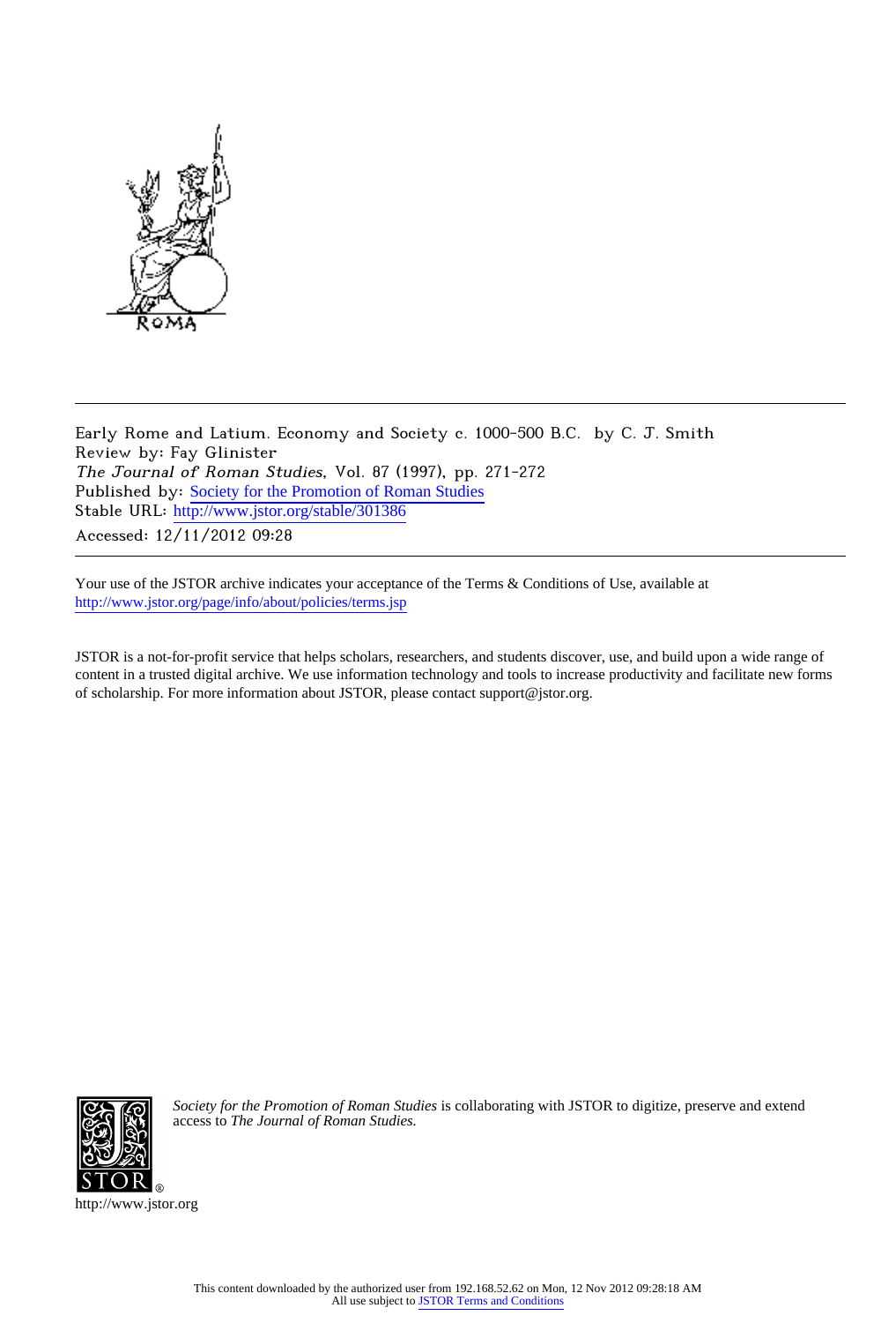Early Rome and Latium. Economy and Society c. 1000-500 B.C. by C. J. Smith
Review by: Fay Glinister
*The Journal of Roman Studies*, Vol. 87 (1997), pp. 271-272
Published by: Society for the Promotion of Roman Studies
Stable URL: http://www.jstor.org/stable/301386
Accessed: 12/11/2012 09:28

---

Your use of the JSTOR archive indicates your acceptance of the Terms & Conditions of Use, available at
http://www.jstor.org/page/info/about/policies/terms.jsp

JSTOR is a not-for-profit service that helps scholars, researchers, and students discover, use, and build upon a wide range of content in a trusted digital archive. We use information technology and tools to increase productivity and facilitate new forms of scholarship. For more information about JSTOR, please contact support@jstor.org.

*Society for the Promotion of Roman Studies* is collaborating with JSTOR to digitize, preserve and extend access to *The Journal of Roman Studies.*

http://www.jstor.org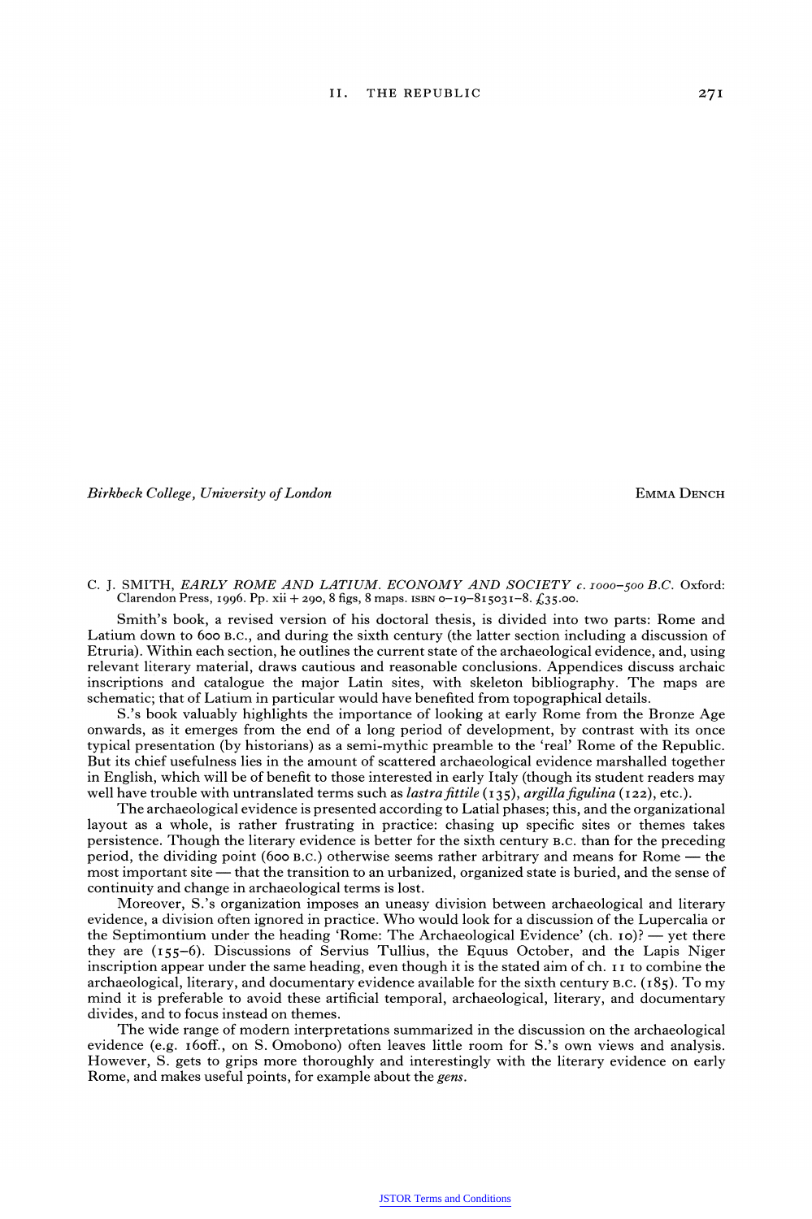*Birkbeck College, University of London* EMMA DENCH

C. J. SMITH, *EARLY ROME AND LATIUM. ECONOMY AND SOCIETY c. 1000–500 B.C.* Oxford: Clarendon Press, 1996. Pp. xii + 290, 8 figs, 8 maps. ISBN 0–19–815031–8. £35.00.

Smith's book, a revised version of his doctoral thesis, is divided into two parts: Rome and Latium down to 600 B.C., and during the sixth century (the latter section including a discussion of Etruria). Within each section, he outlines the current state of the archaeological evidence, and, using relevant literary material, draws cautious and reasonable conclusions. Appendices discuss archaic inscriptions and catalogue the major Latin sites, with skeleton bibliography. The maps are schematic; that of Latium in particular would have benefited from topographical details.

S.'s book valuably highlights the importance of looking at early Rome from the Bronze Age onwards, as it emerges from the end of a long period of development, by contrast with its once typical presentation (by historians) as a semi-mythic preamble to the 'real' Rome of the Republic. But its chief usefulness lies in the amount of scattered archaeological evidence marshalled together in English, which will be of benefit to those interested in early Italy (though its student readers may well have trouble with untranslated terms such as *lastra fittile* (135), *argilla figulina* (122), etc.).

The archaeological evidence is presented according to Latial phases; this, and the organizational layout as a whole, is rather frustrating in practice: chasing up specific sites or themes takes persistence. Though the literary evidence is better for the sixth century B.C. than for the preceding period, the dividing point (600 B.C.) otherwise seems rather arbitrary and means for Rome — the most important site — that the transition to an urbanized, organized state is buried, and the sense of continuity and change in archaeological terms is lost.

Moreover, S.'s organization imposes an uneasy division between archaeological and literary evidence, a division often ignored in practice. Who would look for a discussion of the Lupercalia or the Septimontium under the heading 'Rome: The Archaeological Evidence' (ch. 10)? — yet there they are (155–6). Discussions of Servius Tullius, the Equus October, and the Lapis Niger inscription appear under the same heading, even though it is the stated aim of ch. 11 to combine the archaeological, literary, and documentary evidence available for the sixth century B.C. (185). To my mind it is preferable to avoid these artificial temporal, archaeological, literary, and documentary divides, and to focus instead on themes.

The wide range of modern interpretations summarized in the discussion on the archaeological evidence (e.g. 160ff., on S. Omobono) often leaves little room for S.'s own views and analysis. However, S. gets to grips more thoroughly and interestingly with the literary evidence on early Rome, and makes useful points, for example about the *gens*.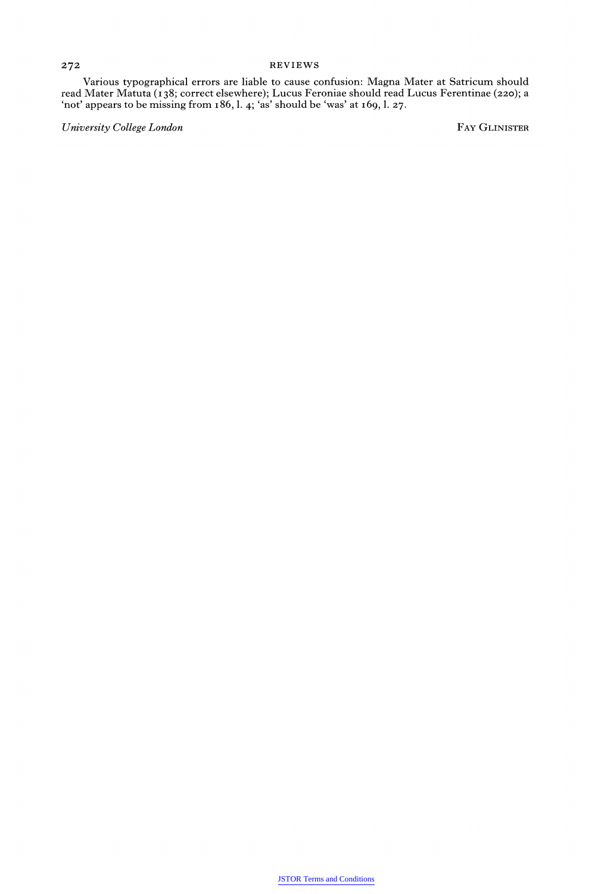Various typographical errors are liable to cause confusion: Magna Mater at Satricum should read Mater Matuta (138; correct elsewhere); Lucus Feroniae should read Lucus Ferentinae (220); a 'not' appears to be missing from 186, l. 4; 'as' should be 'was' at 169, l. 27.

*University College London* FAY GLINISTER